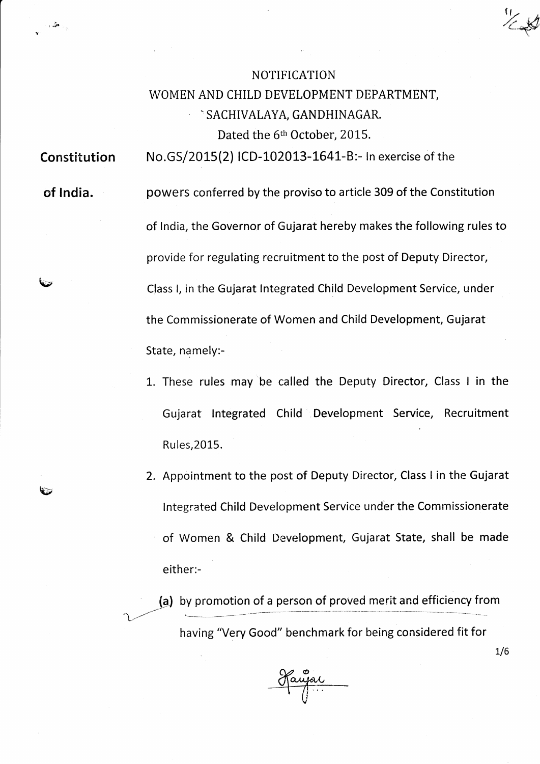NOTIFICATION

WOMEN AND CHILD DEVELOPMENT DEPARTMENT,

SACHIVALAYA, GANDHINAGAR.

Dated the 6th October, 2015.

**Constitution of India.**

No.GS/2015(2) ICD-102013-1641-B:- In exercise of the powers conferred by the proviso to article 309 of the Constitution of India, the Governor of Gujarat hereby makes the following rules to provide for regulating recruitment to the post of Deputy Director, Class I, in the Gujarat Integrated Child Development Service, under the Commissionerate of Women and Child Development, Gujarat State, namely:-

1. These rules may be called the Deputy Director, Class I in the Gujarat Integrated Child Development Service, Recruitment Rules,2015.
2. Appointment to the post of Deputy Director, Class I in the Gujarat Integrated Child Development Service under the Commissionerate of Women & Child Development, Gujarat State, shall be made either:-

   (a) by promotion of a person of proved merit and efficiency from having "Very Good" benchmark for being considered fit for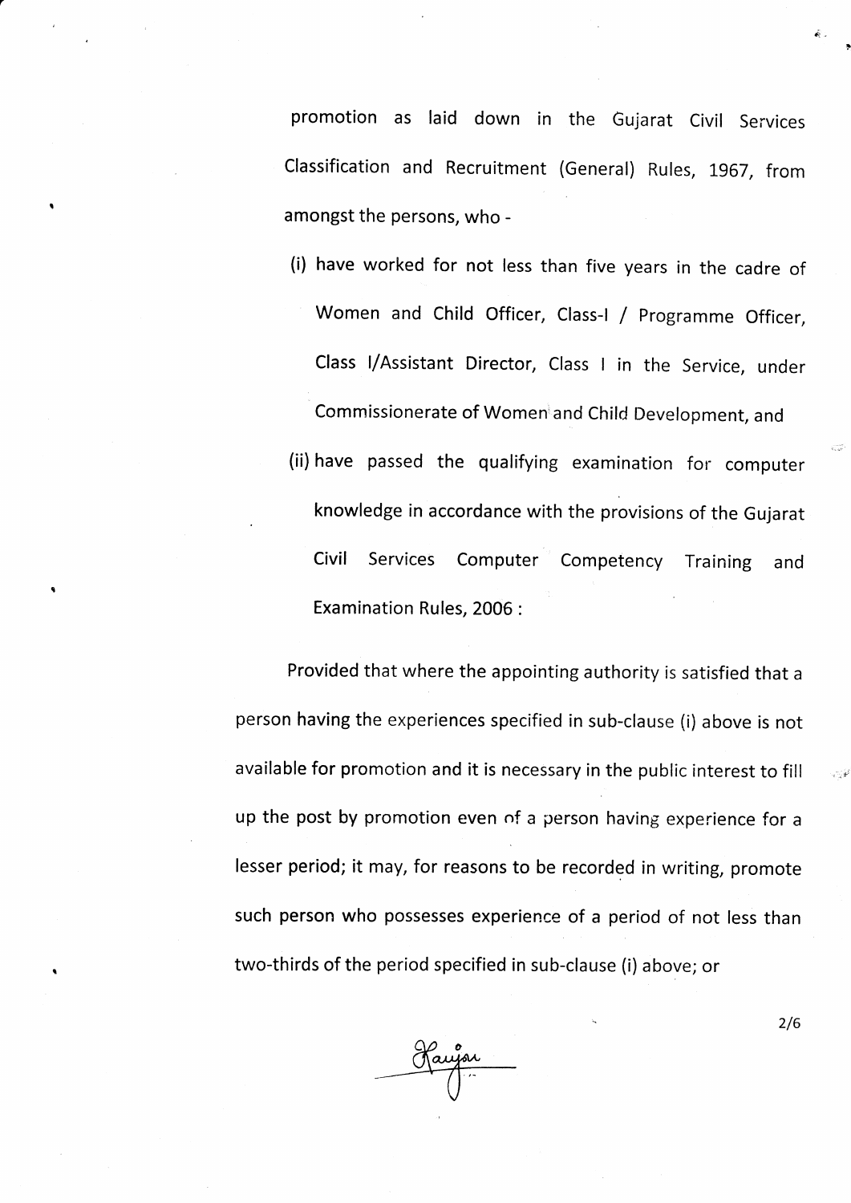promotion as laid down in the Gujarat Civil Services Classification and Recruitment (General) Rules, 1967, from amongst the persons, who -

(i) have worked for not less than five years in the cadre of Women and Child Officer, Class-I / Programme Officer, Class I/Assistant Director, Class I in the Service, under Commissionerate of Women and Child Development, and

(ii) have passed the qualifying examination for computer knowledge in accordance with the provisions of the Gujarat Civil Services Computer Competency Training and Examination Rules, 2006 :

Provided that where the appointing authority is satisfied that a person having the experiences specified in sub-clause (i) above is not available for promotion and it is necessary in the public interest to fill up the post by promotion even of a person having experience for a lesser period; it may, for reasons to be recorded in writing, promote such person who possesses experience of a period of not less than two-thirds of the period specified in sub-clause (i) above; or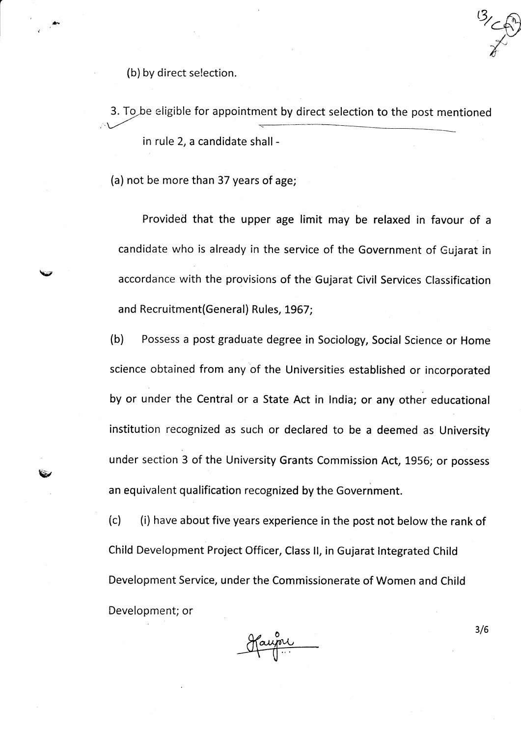(b) by direct selection.

3. To be eligible for appointment by direct selection to the post mentioned in rule 2, a candidate shall -

(a) not be more than 37 years of age;

Provided that the upper age limit may be relaxed in favour of a candidate who is already in the service of the Government of Gujarat in accordance with the provisions of the Gujarat Civil Services Classification and Recruitment(General) Rules, 1967;

(b) Possess a post graduate degree in Sociology, Social Science or Home science obtained from any of the Universities established or incorporated by or under the Central or a State Act in India; or any other educational institution recognized as such or declared to be a deemed as University under section 3 of the University Grants Commission Act, 1956; or possess an equivalent qualification recognized by the Government.

(c) (i) have about five years experience in the post not below the rank of Child Development Project Officer, Class II, in Gujarat Integrated Child Development Service, under the Commissionerate of Women and Child Development; or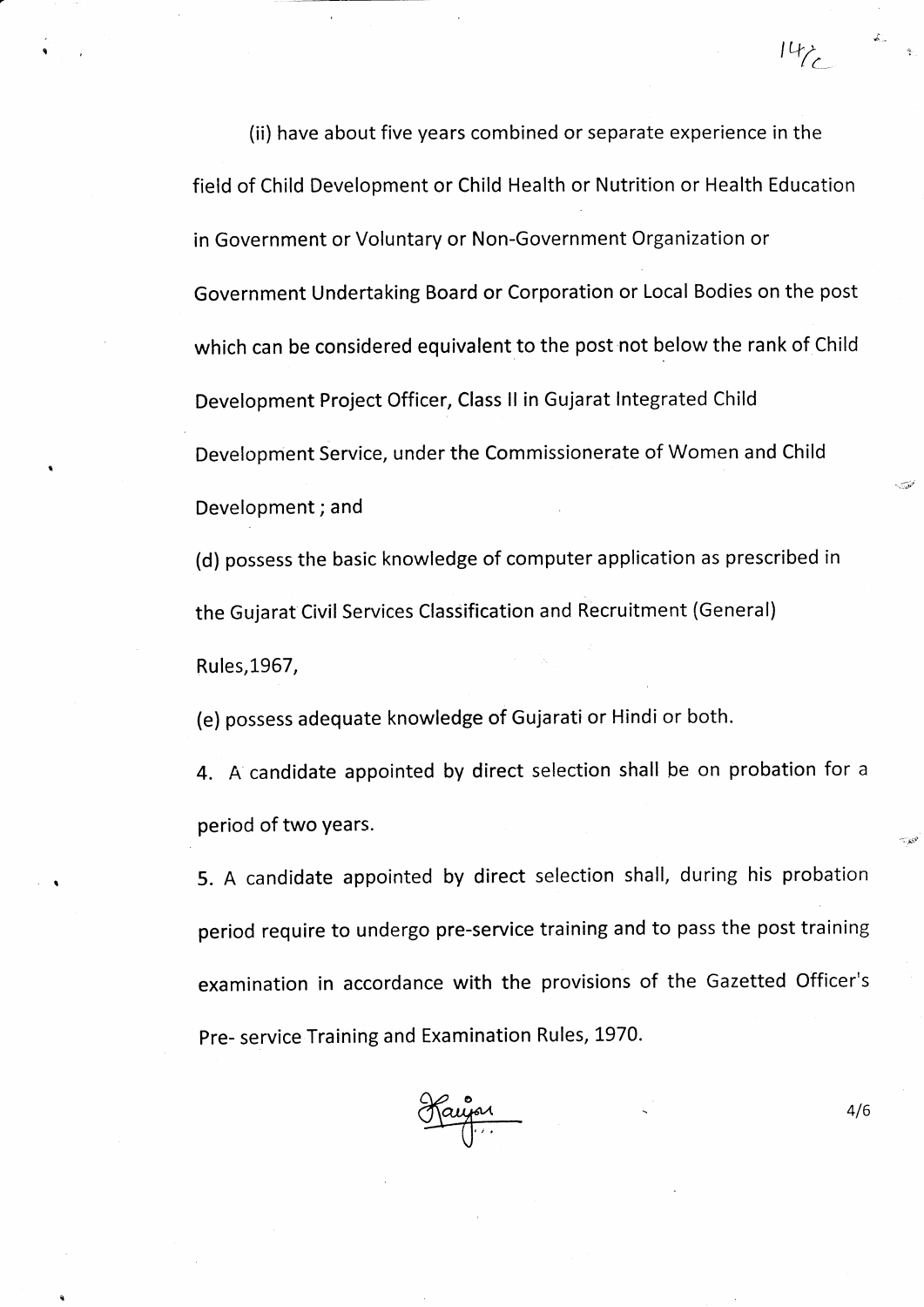(ii) have about five years combined or separate experience in the field of Child Development or Child Health or Nutrition or Health Education in Government or Voluntary or Non-Government Organization or Government Undertaking Board or Corporation or Local Bodies on the post which can be considered equivalent to the post not below the rank of Child Development Project Officer, Class II in Gujarat Integrated Child Development Service, under the Commissionerate of Women and Child Development ; and

(d) possess the basic knowledge of computer application as prescribed in the Gujarat Civil Services Classification and Recruitment (General) Rules,1967,

(e) possess adequate knowledge of Gujarati or Hindi or both.

4. A candidate appointed by direct selection shall be on probation for a period of two years.

5. A candidate appointed by direct selection shall, during his probation period require to undergo pre-service training and to pass the post training examination in accordance with the provisions of the Gazetted Officer's Pre- service Training and Examination Rules, 1970.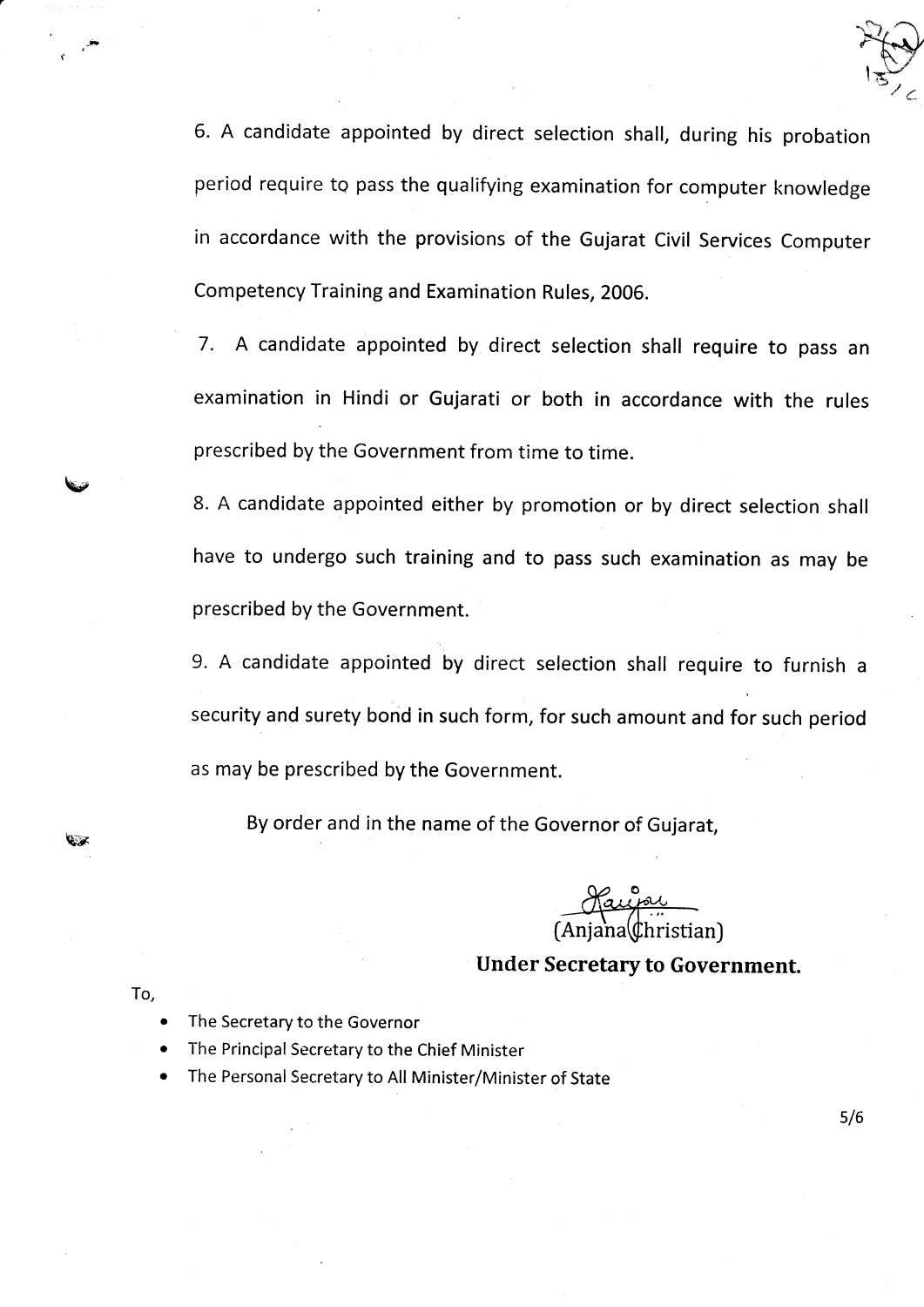6. A candidate appointed by direct selection shall, during his probation period require to pass the qualifying examination for computer knowledge in accordance with the provisions of the Gujarat Civil Services Computer Competency Training and Examination Rules, 2006.

7. A candidate appointed by direct selection shall require to pass an examination in Hindi or Gujarati or both in accordance with the rules prescribed by the Government from time to time.

8. A candidate appointed either by promotion or by direct selection shall have to undergo such training and to pass such examination as may be prescribed by the Government.

9. A candidate appointed by direct selection shall require to furnish a security and surety bond in such form, for such amount and for such period as may be prescribed by the Government.

By order and in the name of the Governor of Gujarat,

(Anjana Christian)

**Under Secretary to Government.**

To,

- The Secretary to the Governor
- The Principal Secretary to the Chief Minister
- The Personal Secretary to All Minister/Minister of State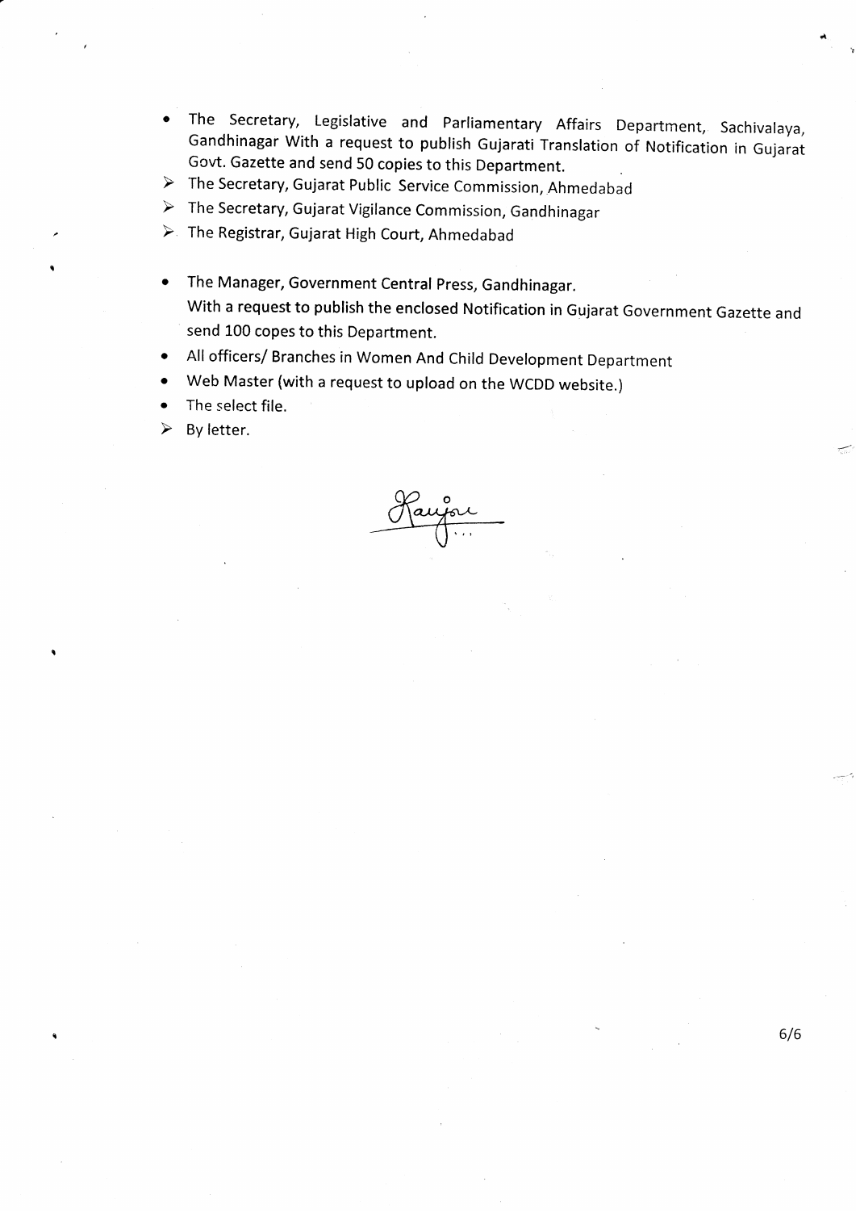- The Secretary, Legislative and Parliamentary Affairs Department, Sachivalaya, Gandhinagar With a request to publish Gujarati Translation of Notification in Gujarat Govt. Gazette and send 50 copies to this Department.
- The Secretary, Gujarat Public Service Commission, Ahmedabad
- The Secretary, Gujarat Vigilance Commission, Gandhinagar
- The Registrar, Gujarat High Court, Ahmedabad

- The Manager, Government Central Press, Gandhinagar.
  With a request to publish the enclosed Notification in Gujarat Government Gazette and send 100 copes to this Department.
- All officers/ Branches in Women And Child Development Department
- Web Master (with a request to upload on the WCDD website.)
- The select file.
- By letter.